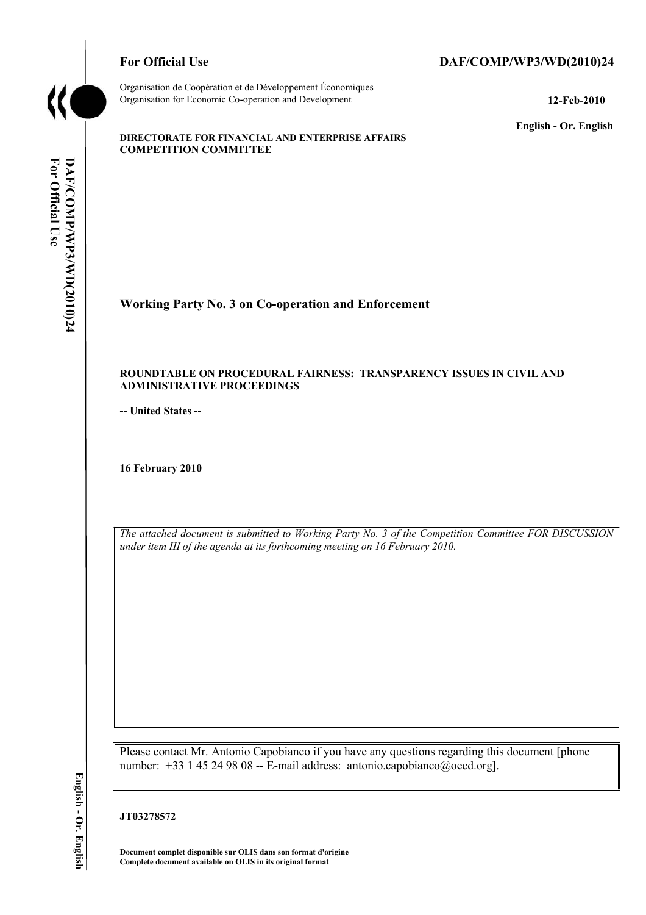**For Official Use** **DAF/COMP/WP3/WD(2010)24**

Organisation de Coopération et de Développement Économiques
Organisation for Economic Co-operation and Development **12-Feb-2010**

**English - Or. English**

**DIRECTORATE FOR FINANCIAL AND ENTERPRISE AFFAIRS**
**COMPETITION COMMITTEE**

## Working Party No. 3 on Co-operation and Enforcement

**ROUNDTABLE ON PROCEDURAL FAIRNESS: TRANSPARENCY ISSUES IN CIVIL AND ADMINISTRATIVE PROCEEDINGS**

**-- United States --**

**16 February 2010**

*The attached document is submitted to Working Party No. 3 of the Competition Committee FOR DISCUSSION under item III of the agenda at its forthcoming meeting on 16 February 2010.*

Please contact Mr. Antonio Capobianco if you have any questions regarding this document [phone number: +33 1 45 24 98 08 -- E-mail address: antonio.capobianco@oecd.org].

**JT03278572**

**Document complet disponible sur OLIS dans son format d'origine**
**Complete document available on OLIS in its original format**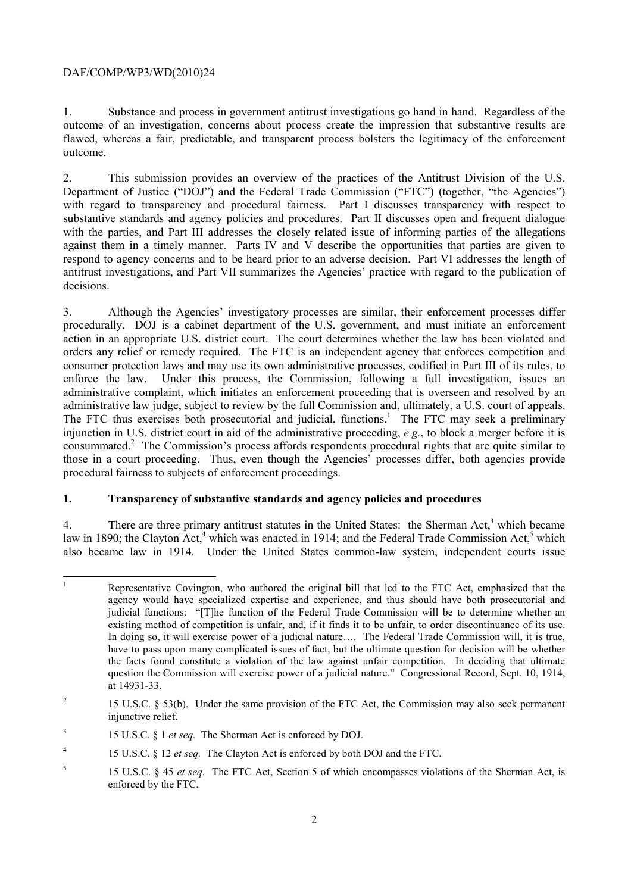1. Substance and process in government antitrust investigations go hand in hand. Regardless of the outcome of an investigation, concerns about process create the impression that substantive results are flawed, whereas a fair, predictable, and transparent process bolsters the legitimacy of the enforcement outcome.

2. This submission provides an overview of the practices of the Antitrust Division of the U.S. Department of Justice ("DOJ") and the Federal Trade Commission ("FTC") (together, "the Agencies") with regard to transparency and procedural fairness. Part I discusses transparency with respect to substantive standards and agency policies and procedures. Part II discusses open and frequent dialogue with the parties, and Part III addresses the closely related issue of informing parties of the allegations against them in a timely manner. Parts IV and V describe the opportunities that parties are given to respond to agency concerns and to be heard prior to an adverse decision. Part VI addresses the length of antitrust investigations, and Part VII summarizes the Agencies' practice with regard to the publication of decisions.

3. Although the Agencies' investigatory processes are similar, their enforcement processes differ procedurally. DOJ is a cabinet department of the U.S. government, and must initiate an enforcement action in an appropriate U.S. district court. The court determines whether the law has been violated and orders any relief or remedy required. The FTC is an independent agency that enforces competition and consumer protection laws and may use its own administrative processes, codified in Part III of its rules, to enforce the law. Under this process, the Commission, following a full investigation, issues an administrative complaint, which initiates an enforcement proceeding that is overseen and resolved by an administrative law judge, subject to review by the full Commission and, ultimately, a U.S. court of appeals. The FTC thus exercises both prosecutorial and judicial, functions.[1] The FTC may seek a preliminary injunction in U.S. district court in aid of the administrative proceeding, *e.g.*, to block a merger before it is consummated.[2] The Commission's process affords respondents procedural rights that are quite similar to those in a court proceeding. Thus, even though the Agencies' processes differ, both agencies provide procedural fairness to subjects of enforcement proceedings.

## 1. Transparency of substantive standards and agency policies and procedures

4. There are three primary antitrust statutes in the United States: the Sherman Act,[3] which became law in 1890; the Clayton Act,[4] which was enacted in 1914; and the Federal Trade Commission Act,[5] which also became law in 1914. Under the United States common-law system, independent courts issue

---

[1] Representative Covington, who authored the original bill that led to the FTC Act, emphasized that the agency would have specialized expertise and experience, and thus should have both prosecutorial and judicial functions: "[T]he function of the Federal Trade Commission will be to determine whether an existing method of competition is unfair, and, if it finds it to be unfair, to order discontinuance of its use. In doing so, it will exercise power of a judicial nature…. The Federal Trade Commission will, it is true, have to pass upon many complicated issues of fact, but the ultimate question for decision will be whether the facts found constitute a violation of the law against unfair competition. In deciding that ultimate question the Commission will exercise power of a judicial nature." Congressional Record, Sept. 10, 1914, at 14931-33.

[2] 15 U.S.C. § 53(b). Under the same provision of the FTC Act, the Commission may also seek permanent injunctive relief.

[3] 15 U.S.C. § 1 *et seq.* The Sherman Act is enforced by DOJ.

[4] 15 U.S.C. § 12 *et seq.* The Clayton Act is enforced by both DOJ and the FTC.

[5] 15 U.S.C. § 45 *et seq.* The FTC Act, Section 5 of which encompasses violations of the Sherman Act, is enforced by the FTC.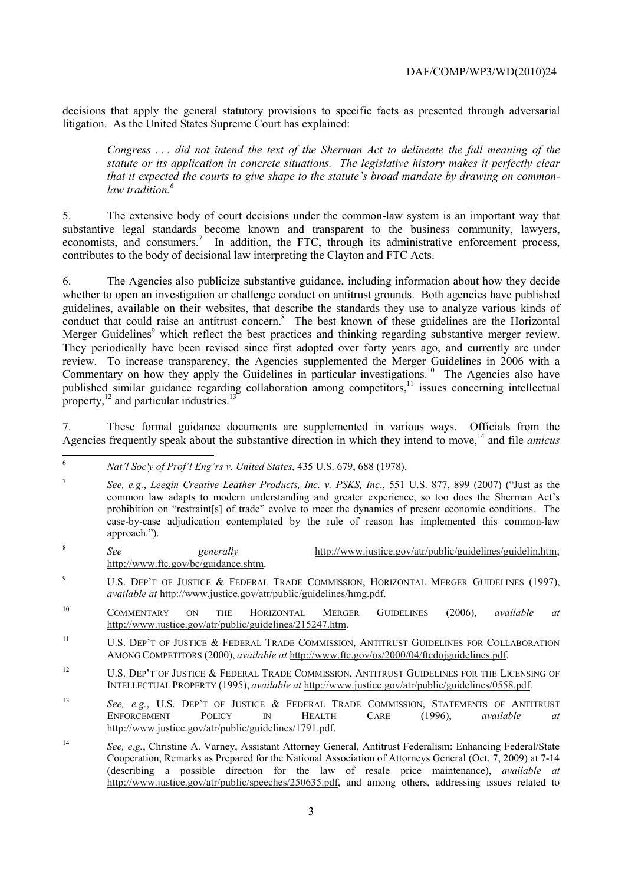decisions that apply the general statutory provisions to specific facts as presented through adversarial litigation. As the United States Supreme Court has explained:

> *Congress . . . did not intend the text of the Sherman Act to delineate the full meaning of the statute or its application in concrete situations. The legislative history makes it perfectly clear that it expected the courts to give shape to the statute's broad mandate by drawing on common-law tradition.*[6]

5. The extensive body of court decisions under the common-law system is an important way that substantive legal standards become known and transparent to the business community, lawyers, economists, and consumers.[7] In addition, the FTC, through its administrative enforcement process, contributes to the body of decisional law interpreting the Clayton and FTC Acts.

6. The Agencies also publicize substantive guidance, including information about how they decide whether to open an investigation or challenge conduct on antitrust grounds. Both agencies have published guidelines, available on their websites, that describe the standards they use to analyze various kinds of conduct that could raise an antitrust concern.[8] The best known of these guidelines are the Horizontal Merger Guidelines[9] which reflect the best practices and thinking regarding substantive merger review. They periodically have been revised since first adopted over forty years ago, and currently are under review. To increase transparency, the Agencies supplemented the Merger Guidelines in 2006 with a Commentary on how they apply the Guidelines in particular investigations.[10] The Agencies also have published similar guidance regarding collaboration among competitors,[11] issues concerning intellectual property,[12] and particular industries.[13]

7. These formal guidance documents are supplemented in various ways. Officials from the Agencies frequently speak about the substantive direction in which they intend to move,[14] and file *amicus*

---

[6] *Nat'l Soc'y of Prof'l Eng'rs v. United States*, 435 U.S. 679, 688 (1978).

[7] *See, e.g.*, *Leegin Creative Leather Products, Inc. v. PSKS, Inc*., 551 U.S. 877, 899 (2007) ("Just as the common law adapts to modern understanding and greater experience, so too does the Sherman Act's prohibition on "restraint[s] of trade" evolve to meet the dynamics of present economic conditions. The case-by-case adjudication contemplated by the rule of reason has implemented this common-law approach.").

[8] *See generally* http://www.justice.gov/atr/public/guidelines/guidelin.htm; http://www.ftc.gov/bc/guidance.shtm.

[9] U.S. DEP'T OF JUSTICE & FEDERAL TRADE COMMISSION, HORIZONTAL MERGER GUIDELINES (1997), *available at* http://www.justice.gov/atr/public/guidelines/hmg.pdf.

[10] COMMENTARY ON THE HORIZONTAL MERGER GUIDELINES (2006), *available at* http://www.justice.gov/atr/public/guidelines/215247.htm.

[11] U.S. DEP'T OF JUSTICE & FEDERAL TRADE COMMISSION, ANTITRUST GUIDELINES FOR COLLABORATION AMONG COMPETITORS (2000), *available at* http://www.ftc.gov/os/2000/04/ftcdojguidelines.pdf.

[12] U.S. DEP'T OF JUSTICE & FEDERAL TRADE COMMISSION, ANTITRUST GUIDELINES FOR THE LICENSING OF INTELLECTUAL PROPERTY (1995), *available at* http://www.justice.gov/atr/public/guidelines/0558.pdf.

[13] *See, e.g.*, U.S. DEP'T OF JUSTICE & FEDERAL TRADE COMMISSION, STATEMENTS OF ANTITRUST ENFORCEMENT POLICY IN HEALTH CARE (1996), *available at* http://www.justice.gov/atr/public/guidelines/1791.pdf.

[14] *See, e.g.*, Christine A. Varney, Assistant Attorney General, Antitrust Federalism: Enhancing Federal/State Cooperation, Remarks as Prepared for the National Association of Attorneys General (Oct. 7, 2009) at 7-14 (describing a possible direction for the law of resale price maintenance), *available at* http://www.justice.gov/atr/public/speeches/250635.pdf, and among others, addressing issues related to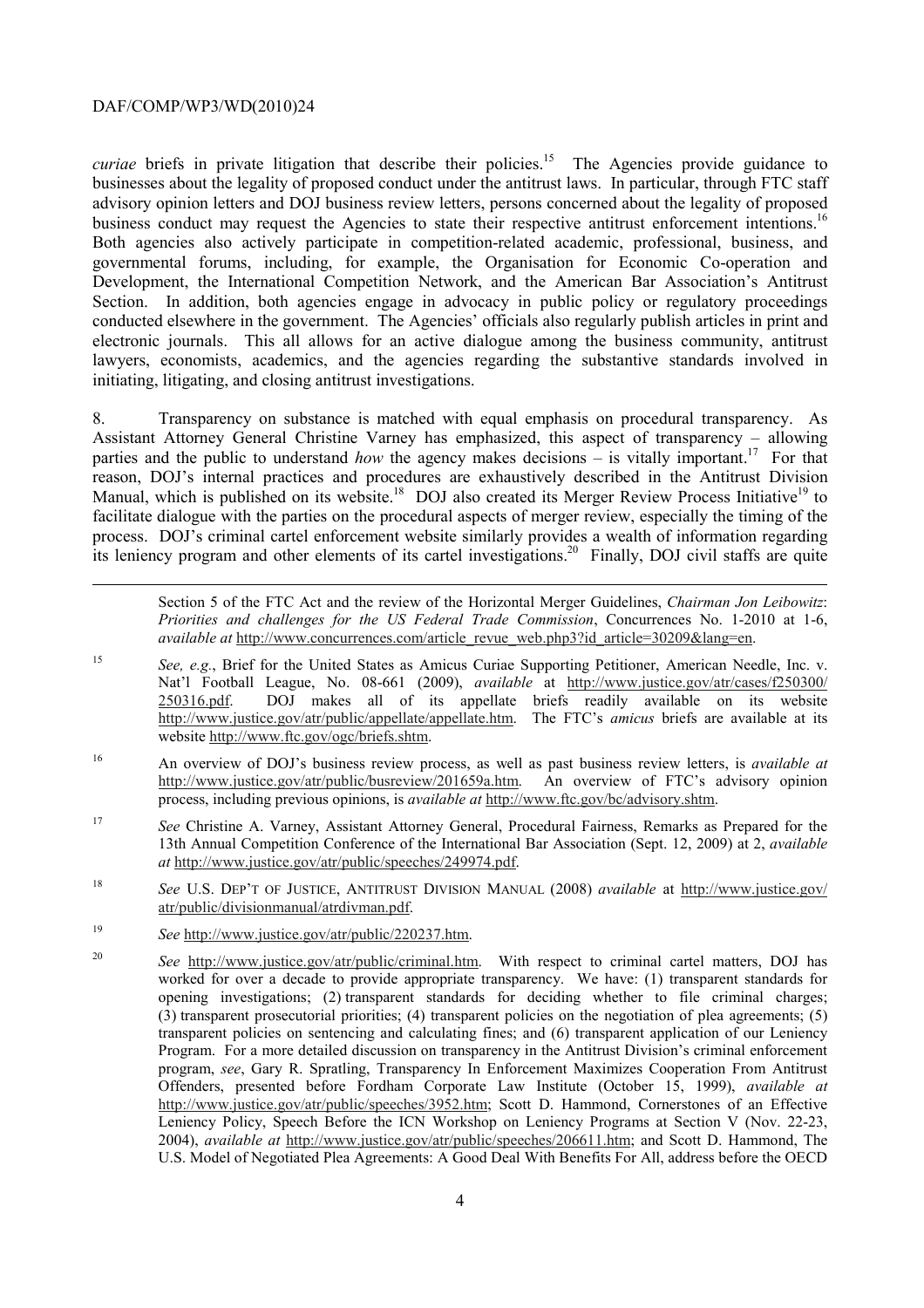*curiae* briefs in private litigation that describe their policies.[15] The Agencies provide guidance to businesses about the legality of proposed conduct under the antitrust laws. In particular, through FTC staff advisory opinion letters and DOJ business review letters, persons concerned about the legality of proposed business conduct may request the Agencies to state their respective antitrust enforcement intentions.[16] Both agencies also actively participate in competition-related academic, professional, business, and governmental forums, including, for example, the Organisation for Economic Co-operation and Development, the International Competition Network, and the American Bar Association's Antitrust Section. In addition, both agencies engage in advocacy in public policy or regulatory proceedings conducted elsewhere in the government. The Agencies' officials also regularly publish articles in print and electronic journals. This all allows for an active dialogue among the business community, antitrust lawyers, economists, academics, and the agencies regarding the substantive standards involved in initiating, litigating, and closing antitrust investigations.

8. Transparency on substance is matched with equal emphasis on procedural transparency. As Assistant Attorney General Christine Varney has emphasized, this aspect of transparency – allowing parties and the public to understand *how* the agency makes decisions – is vitally important.[17] For that reason, DOJ's internal practices and procedures are exhaustively described in the Antitrust Division Manual, which is published on its website.[18] DOJ also created its Merger Review Process Initiative[19] to facilitate dialogue with the parties on the procedural aspects of merger review, especially the timing of the process. DOJ's criminal cartel enforcement website similarly provides a wealth of information regarding its leniency program and other elements of its cartel investigations.[20] Finally, DOJ civil staffs are quite

---

Section 5 of the FTC Act and the review of the Horizontal Merger Guidelines, *Chairman Jon Leibowitz*: *Priorities and challenges for the US Federal Trade Commission*, Concurrences No. 1-2010 at 1-6, *available at* http://www.concurrences.com/article_revue_web.php3?id_article=30209&lang=en.

[15] *See, e.g.*, Brief for the United States as Amicus Curiae Supporting Petitioner, American Needle, Inc. v. Nat'l Football League, No. 08-661 (2009), *available* at http://www.justice.gov/atr/cases/f250300/250316.pdf. DOJ makes all of its appellate briefs readily available on its website http://www.justice.gov/atr/public/appellate/appellate.htm. The FTC's *amicus* briefs are available at its website http://www.ftc.gov/ogc/briefs.shtm.

[16] An overview of DOJ's business review process, as well as past business review letters, is *available at* http://www.justice.gov/atr/public/busreview/201659a.htm. An overview of FTC's advisory opinion process, including previous opinions, is *available at* http://www.ftc.gov/bc/advisory.shtm.

[17] *See* Christine A. Varney, Assistant Attorney General, Procedural Fairness, Remarks as Prepared for the 13th Annual Competition Conference of the International Bar Association (Sept. 12, 2009) at 2, *available at* http://www.justice.gov/atr/public/speeches/249974.pdf.

[18] *See* U.S. DEP'T OF JUSTICE, ANTITRUST DIVISION MANUAL (2008) *available* at http://www.justice.gov/atr/public/divisionmanual/atrdivman.pdf.

[19] *See* http://www.justice.gov/atr/public/220237.htm.

[20] *See* http://www.justice.gov/atr/public/criminal.htm. With respect to criminal cartel matters, DOJ has worked for over a decade to provide appropriate transparency. We have: (1) transparent standards for opening investigations; (2) transparent standards for deciding whether to file criminal charges; (3) transparent prosecutorial priorities; (4) transparent policies on the negotiation of plea agreements; (5) transparent policies on sentencing and calculating fines; and (6) transparent application of our Leniency Program. For a more detailed discussion on transparency in the Antitrust Division's criminal enforcement program, *see*, Gary R. Spratling, Transparency In Enforcement Maximizes Cooperation From Antitrust Offenders, presented before Fordham Corporate Law Institute (October 15, 1999), *available at* http://www.justice.gov/atr/public/speeches/3952.htm; Scott D. Hammond, Cornerstones of an Effective Leniency Policy, Speech Before the ICN Workshop on Leniency Programs at Section V (Nov. 22-23, 2004), *available at* http://www.justice.gov/atr/public/speeches/206611.htm; and Scott D. Hammond, The U.S. Model of Negotiated Plea Agreements: A Good Deal With Benefits For All, address before the OECD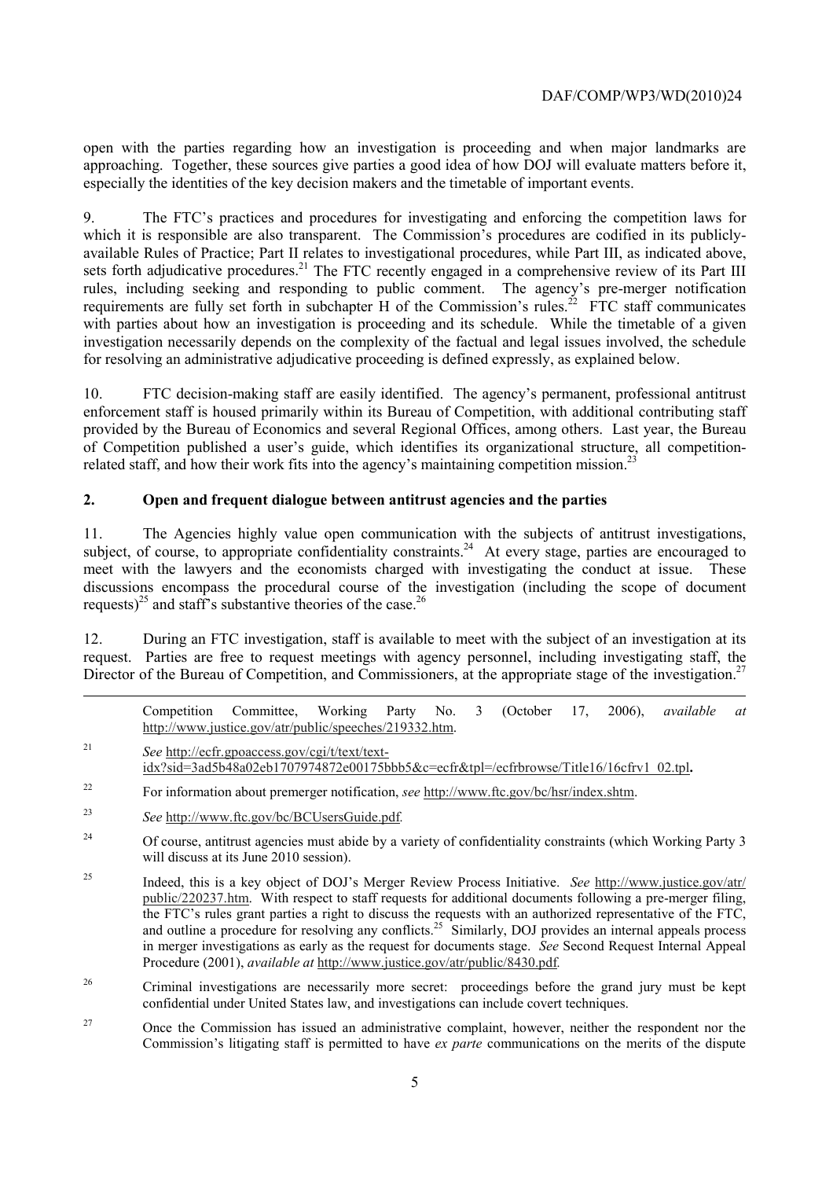open with the parties regarding how an investigation is proceeding and when major landmarks are approaching. Together, these sources give parties a good idea of how DOJ will evaluate matters before it, especially the identities of the key decision makers and the timetable of important events.

9. The FTC's practices and procedures for investigating and enforcing the competition laws for which it is responsible are also transparent. The Commission's procedures are codified in its publicly-available Rules of Practice; Part II relates to investigational procedures, while Part III, as indicated above, sets forth adjudicative procedures.[21] The FTC recently engaged in a comprehensive review of its Part III rules, including seeking and responding to public comment. The agency's pre-merger notification requirements are fully set forth in subchapter H of the Commission's rules.[22] FTC staff communicates with parties about how an investigation is proceeding and its schedule. While the timetable of a given investigation necessarily depends on the complexity of the factual and legal issues involved, the schedule for resolving an administrative adjudicative proceeding is defined expressly, as explained below.

10. FTC decision-making staff are easily identified. The agency's permanent, professional antitrust enforcement staff is housed primarily within its Bureau of Competition, with additional contributing staff provided by the Bureau of Economics and several Regional Offices, among others. Last year, the Bureau of Competition published a user's guide, which identifies its organizational structure, all competition-related staff, and how their work fits into the agency's maintaining competition mission.[23]

## 2. Open and frequent dialogue between antitrust agencies and the parties

11. The Agencies highly value open communication with the subjects of antitrust investigations, subject, of course, to appropriate confidentiality constraints.[24] At every stage, parties are encouraged to meet with the lawyers and the economists charged with investigating the conduct at issue. These discussions encompass the procedural course of the investigation (including the scope of document requests)[25] and staff's substantive theories of the case.[26]

12. During an FTC investigation, staff is available to meet with the subject of an investigation at its request. Parties are free to request meetings with agency personnel, including investigating staff, the Director of the Bureau of Competition, and Commissioners, at the appropriate stage of the investigation.[27]

---

Competition Committee, Working Party No. 3 (October 17, 2006), *available at* http://www.justice.gov/atr/public/speeches/219332.htm.

[21] *See* http://ecfr.gpoaccess.gov/cgi/t/text/text-idx?sid=3ad5b48a02eb1707974872e00175bbb5&c=ecfr&tpl=/ecfrbrowse/Title16/16cfrv1_02.tpl**.**

[22] For information about premerger notification, *see* http://www.ftc.gov/bc/hsr/index.shtm.

[23] *See* http://www.ftc.gov/bc/BCUsersGuide.pdf.

[24] Of course, antitrust agencies must abide by a variety of confidentiality constraints (which Working Party 3 will discuss at its June 2010 session).

[25] Indeed, this is a key object of DOJ's Merger Review Process Initiative. *See* http://www.justice.gov/atr/public/220237.htm. With respect to staff requests for additional documents following a pre-merger filing, the FTC's rules grant parties a right to discuss the requests with an authorized representative of the FTC, and outline a procedure for resolving any conflicts.[25] Similarly, DOJ provides an internal appeals process in merger investigations as early as the request for documents stage. *See* Second Request Internal Appeal Procedure (2001), *available at* http://www.justice.gov/atr/public/8430.pdf.

[26] Criminal investigations are necessarily more secret: proceedings before the grand jury must be kept confidential under United States law, and investigations can include covert techniques.

[27] Once the Commission has issued an administrative complaint, however, neither the respondent nor the Commission's litigating staff is permitted to have *ex parte* communications on the merits of the dispute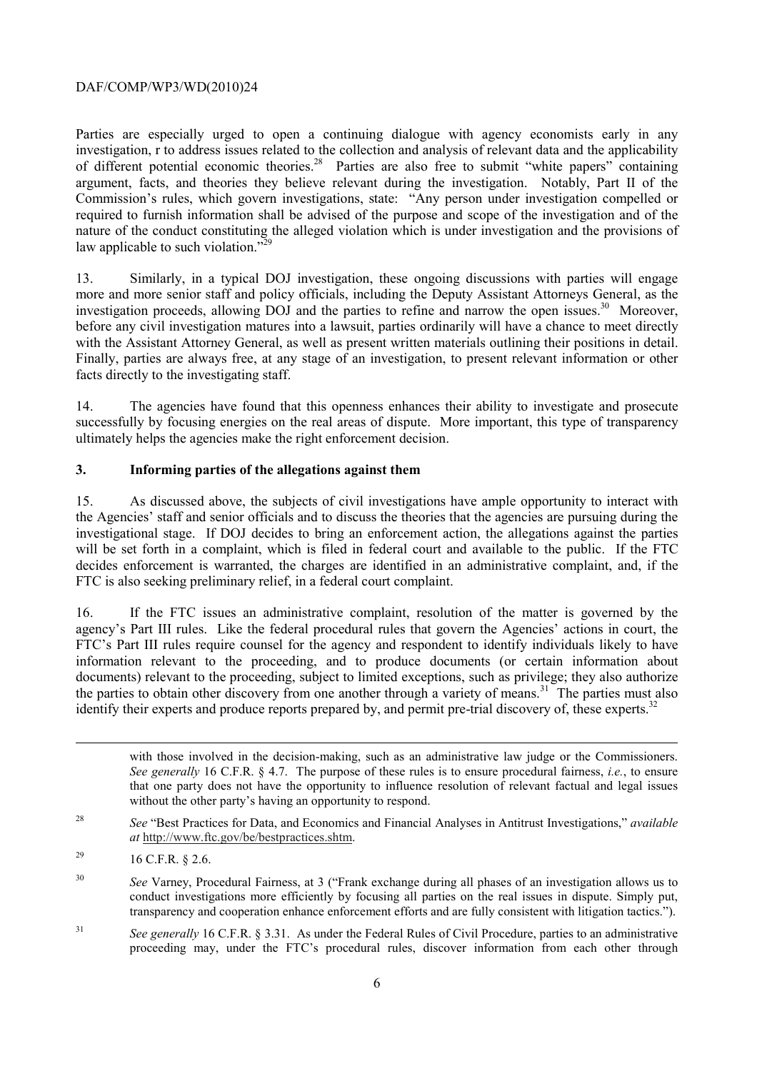Parties are especially urged to open a continuing dialogue with agency economists early in any investigation, r to address issues related to the collection and analysis of relevant data and the applicability of different potential economic theories.[28] Parties are also free to submit "white papers" containing argument, facts, and theories they believe relevant during the investigation. Notably, Part II of the Commission's rules, which govern investigations, state: "Any person under investigation compelled or required to furnish information shall be advised of the purpose and scope of the investigation and of the nature of the conduct constituting the alleged violation which is under investigation and the provisions of law applicable to such violation."[29]

13. Similarly, in a typical DOJ investigation, these ongoing discussions with parties will engage more and more senior staff and policy officials, including the Deputy Assistant Attorneys General, as the investigation proceeds, allowing DOJ and the parties to refine and narrow the open issues.[30] Moreover, before any civil investigation matures into a lawsuit, parties ordinarily will have a chance to meet directly with the Assistant Attorney General, as well as present written materials outlining their positions in detail. Finally, parties are always free, at any stage of an investigation, to present relevant information or other facts directly to the investigating staff.

14. The agencies have found that this openness enhances their ability to investigate and prosecute successfully by focusing energies on the real areas of dispute. More important, this type of transparency ultimately helps the agencies make the right enforcement decision.

## 3. Informing parties of the allegations against them

15. As discussed above, the subjects of civil investigations have ample opportunity to interact with the Agencies' staff and senior officials and to discuss the theories that the agencies are pursuing during the investigational stage. If DOJ decides to bring an enforcement action, the allegations against the parties will be set forth in a complaint, which is filed in federal court and available to the public. If the FTC decides enforcement is warranted, the charges are identified in an administrative complaint, and, if the FTC is also seeking preliminary relief, in a federal court complaint.

16. If the FTC issues an administrative complaint, resolution of the matter is governed by the agency's Part III rules. Like the federal procedural rules that govern the Agencies' actions in court, the FTC's Part III rules require counsel for the agency and respondent to identify individuals likely to have information relevant to the proceeding, and to produce documents (or certain information about documents) relevant to the proceeding, subject to limited exceptions, such as privilege; they also authorize the parties to obtain other discovery from one another through a variety of means.[31] The parties must also identify their experts and produce reports prepared by, and permit pre-trial discovery of, these experts.[32]

---

with those involved in the decision-making, such as an administrative law judge or the Commissioners. *See generally* 16 C.F.R. § 4.7. The purpose of these rules is to ensure procedural fairness, *i.e.*, to ensure that one party does not have the opportunity to influence resolution of relevant factual and legal issues without the other party's having an opportunity to respond.

[28] *See* "Best Practices for Data, and Economics and Financial Analyses in Antitrust Investigations," *available at* http://www.ftc.gov/be/bestpractices.shtm.

[29] 16 C.F.R. § 2.6.

[30] *See* Varney, Procedural Fairness, at 3 ("Frank exchange during all phases of an investigation allows us to conduct investigations more efficiently by focusing all parties on the real issues in dispute. Simply put, transparency and cooperation enhance enforcement efforts and are fully consistent with litigation tactics.").

[31] *See generally* 16 C.F.R. § 3.31. As under the Federal Rules of Civil Procedure, parties to an administrative proceeding may, under the FTC's procedural rules, discover information from each other through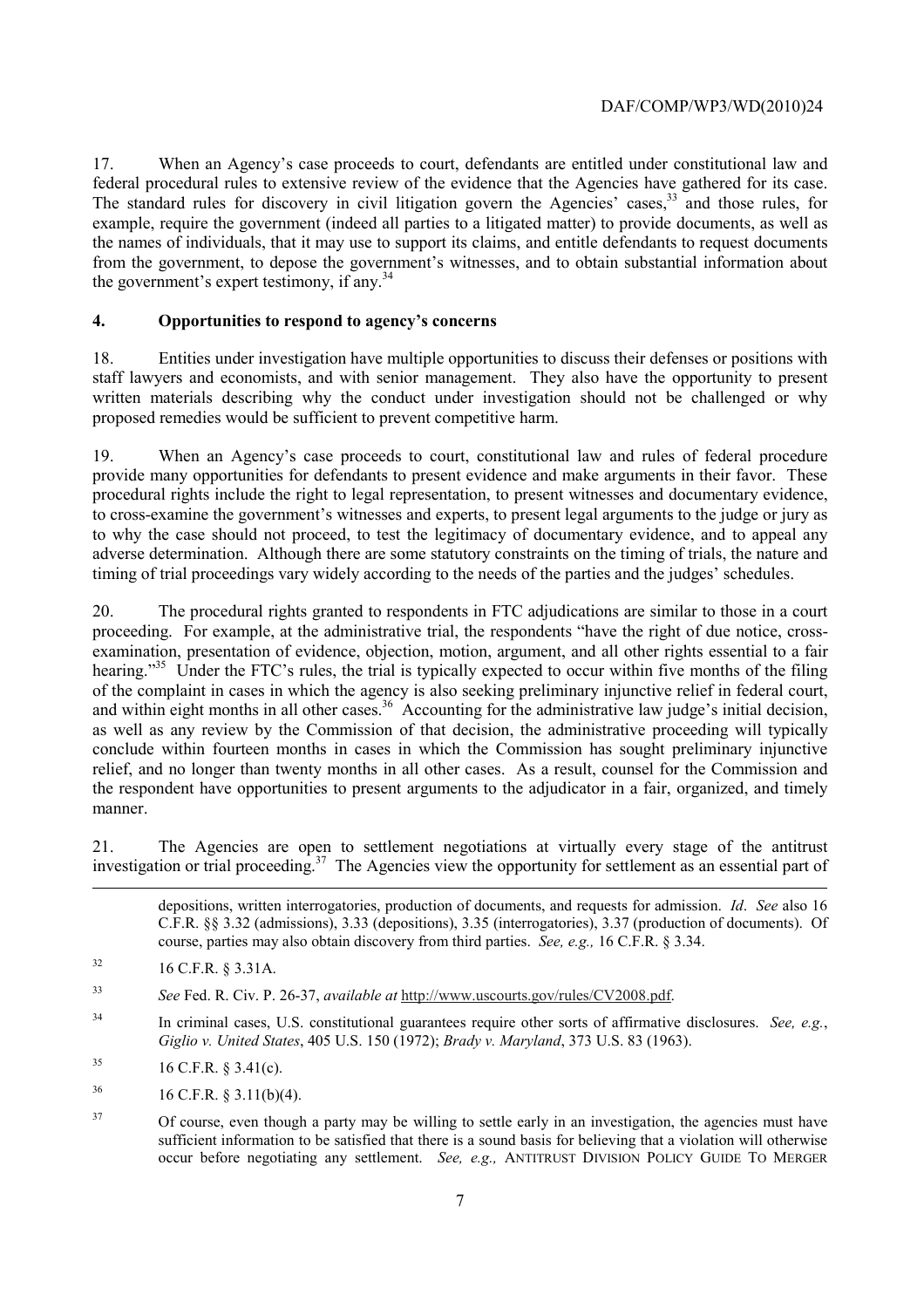17. When an Agency's case proceeds to court, defendants are entitled under constitutional law and federal procedural rules to extensive review of the evidence that the Agencies have gathered for its case. The standard rules for discovery in civil litigation govern the Agencies' cases,[33] and those rules, for example, require the government (indeed all parties to a litigated matter) to provide documents, as well as the names of individuals, that it may use to support its claims, and entitle defendants to request documents from the government, to depose the government's witnesses, and to obtain substantial information about the government's expert testimony, if any.[34]

### 4. Opportunities to respond to agency's concerns

18. Entities under investigation have multiple opportunities to discuss their defenses or positions with staff lawyers and economists, and with senior management. They also have the opportunity to present written materials describing why the conduct under investigation should not be challenged or why proposed remedies would be sufficient to prevent competitive harm.

19. When an Agency's case proceeds to court, constitutional law and rules of federal procedure provide many opportunities for defendants to present evidence and make arguments in their favor. These procedural rights include the right to legal representation, to present witnesses and documentary evidence, to cross-examine the government's witnesses and experts, to present legal arguments to the judge or jury as to why the case should not proceed, to test the legitimacy of documentary evidence, and to appeal any adverse determination. Although there are some statutory constraints on the timing of trials, the nature and timing of trial proceedings vary widely according to the needs of the parties and the judges' schedules.

20. The procedural rights granted to respondents in FTC adjudications are similar to those in a court proceeding. For example, at the administrative trial, the respondents "have the right of due notice, cross-examination, presentation of evidence, objection, motion, argument, and all other rights essential to a fair hearing."[35] Under the FTC's rules, the trial is typically expected to occur within five months of the filing of the complaint in cases in which the agency is also seeking preliminary injunctive relief in federal court, and within eight months in all other cases.[36] Accounting for the administrative law judge's initial decision, as well as any review by the Commission of that decision, the administrative proceeding will typically conclude within fourteen months in cases in which the Commission has sought preliminary injunctive relief, and no longer than twenty months in all other cases. As a result, counsel for the Commission and the respondent have opportunities to present arguments to the adjudicator in a fair, organized, and timely manner.

21. The Agencies are open to settlement negotiations at virtually every stage of the antitrust investigation or trial proceeding.[37] The Agencies view the opportunity for settlement as an essential part of

---

depositions, written interrogatories, production of documents, and requests for admission. *Id*. *See* also 16 C.F.R. §§ 3.32 (admissions), 3.33 (depositions), 3.35 (interrogatories), 3.37 (production of documents). Of course, parties may also obtain discovery from third parties. *See, e.g.,* 16 C.F.R. § 3.34.

[32] 16 C.F.R. § 3.31A.

[33] *See* Fed. R. Civ. P. 26-37, *available at* http://www.uscourts.gov/rules/CV2008.pdf.

[34] In criminal cases, U.S. constitutional guarantees require other sorts of affirmative disclosures. *See, e.g.*, *Giglio v. United States*, 405 U.S. 150 (1972); *Brady v. Maryland*, 373 U.S. 83 (1963).

[35] 16 C.F.R. § 3.41(c).

[36] 16 C.F.R. § 3.11(b)(4).

[37] Of course, even though a party may be willing to settle early in an investigation, the agencies must have sufficient information to be satisfied that there is a sound basis for believing that a violation will otherwise occur before negotiating any settlement. *See, e.g.,* ANTITRUST DIVISION POLICY GUIDE TO MERGER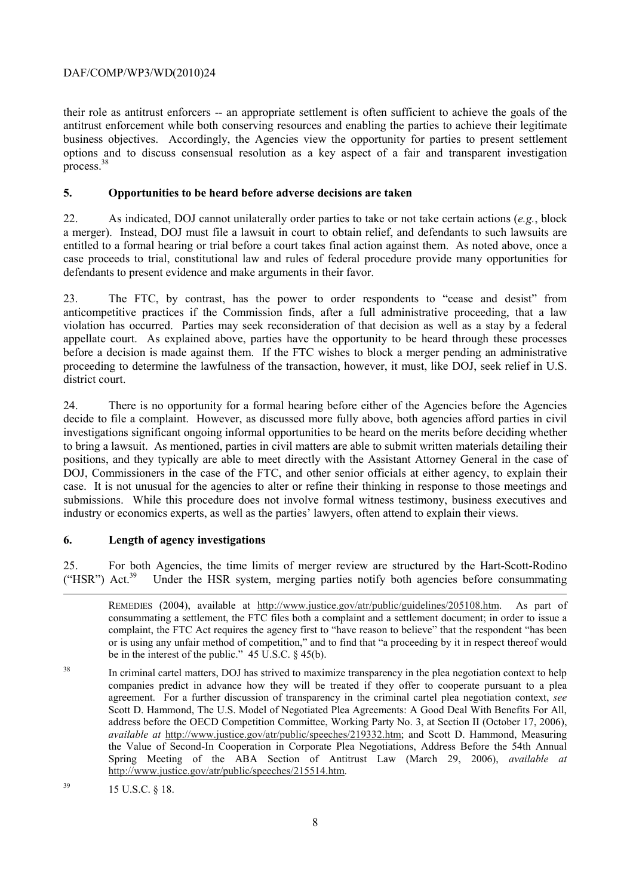their role as antitrust enforcers -- an appropriate settlement is often sufficient to achieve the goals of the antitrust enforcement while both conserving resources and enabling the parties to achieve their legitimate business objectives. Accordingly, the Agencies view the opportunity for parties to present settlement options and to discuss consensual resolution as a key aspect of a fair and transparent investigation process.[38]

## 5. Opportunities to be heard before adverse decisions are taken

22. As indicated, DOJ cannot unilaterally order parties to take or not take certain actions (*e.g.*, block a merger). Instead, DOJ must file a lawsuit in court to obtain relief, and defendants to such lawsuits are entitled to a formal hearing or trial before a court takes final action against them. As noted above, once a case proceeds to trial, constitutional law and rules of federal procedure provide many opportunities for defendants to present evidence and make arguments in their favor.

23. The FTC, by contrast, has the power to order respondents to "cease and desist" from anticompetitive practices if the Commission finds, after a full administrative proceeding, that a law violation has occurred. Parties may seek reconsideration of that decision as well as a stay by a federal appellate court. As explained above, parties have the opportunity to be heard through these processes before a decision is made against them. If the FTC wishes to block a merger pending an administrative proceeding to determine the lawfulness of the transaction, however, it must, like DOJ, seek relief in U.S. district court.

24. There is no opportunity for a formal hearing before either of the Agencies before the Agencies decide to file a complaint. However, as discussed more fully above, both agencies afford parties in civil investigations significant ongoing informal opportunities to be heard on the merits before deciding whether to bring a lawsuit. As mentioned, parties in civil matters are able to submit written materials detailing their positions, and they typically are able to meet directly with the Assistant Attorney General in the case of DOJ, Commissioners in the case of the FTC, and other senior officials at either agency, to explain their case. It is not unusual for the agencies to alter or refine their thinking in response to those meetings and submissions. While this procedure does not involve formal witness testimony, business executives and industry or economics experts, as well as the parties' lawyers, often attend to explain their views.

## 6. Length of agency investigations

25. For both Agencies, the time limits of merger review are structured by the Hart-Scott-Rodino ("HSR") Act.[39] Under the HSR system, merging parties notify both agencies before consummating

---

REMEDIES (2004), available at http://www.justice.gov/atr/public/guidelines/205108.htm. As part of consummating a settlement, the FTC files both a complaint and a settlement document; in order to issue a complaint, the FTC Act requires the agency first to "have reason to believe" that the respondent "has been or is using any unfair method of competition," and to find that "a proceeding by it in respect thereof would be in the interest of the public." 45 U.S.C. § 45(b).

[38] In criminal cartel matters, DOJ has strived to maximize transparency in the plea negotiation context to help companies predict in advance how they will be treated if they offer to cooperate pursuant to a plea agreement. For a further discussion of transparency in the criminal cartel plea negotiation context, *see* Scott D. Hammond, The U.S. Model of Negotiated Plea Agreements: A Good Deal With Benefits For All, address before the OECD Competition Committee, Working Party No. 3, at Section II (October 17, 2006), *available at* http://www.justice.gov/atr/public/speeches/219332.htm; and Scott D. Hammond, Measuring the Value of Second-In Cooperation in Corporate Plea Negotiations, Address Before the 54th Annual Spring Meeting of the ABA Section of Antitrust Law (March 29, 2006), *available at* http://www.justice.gov/atr/public/speeches/215514.htm.

[39] 15 U.S.C. § 18.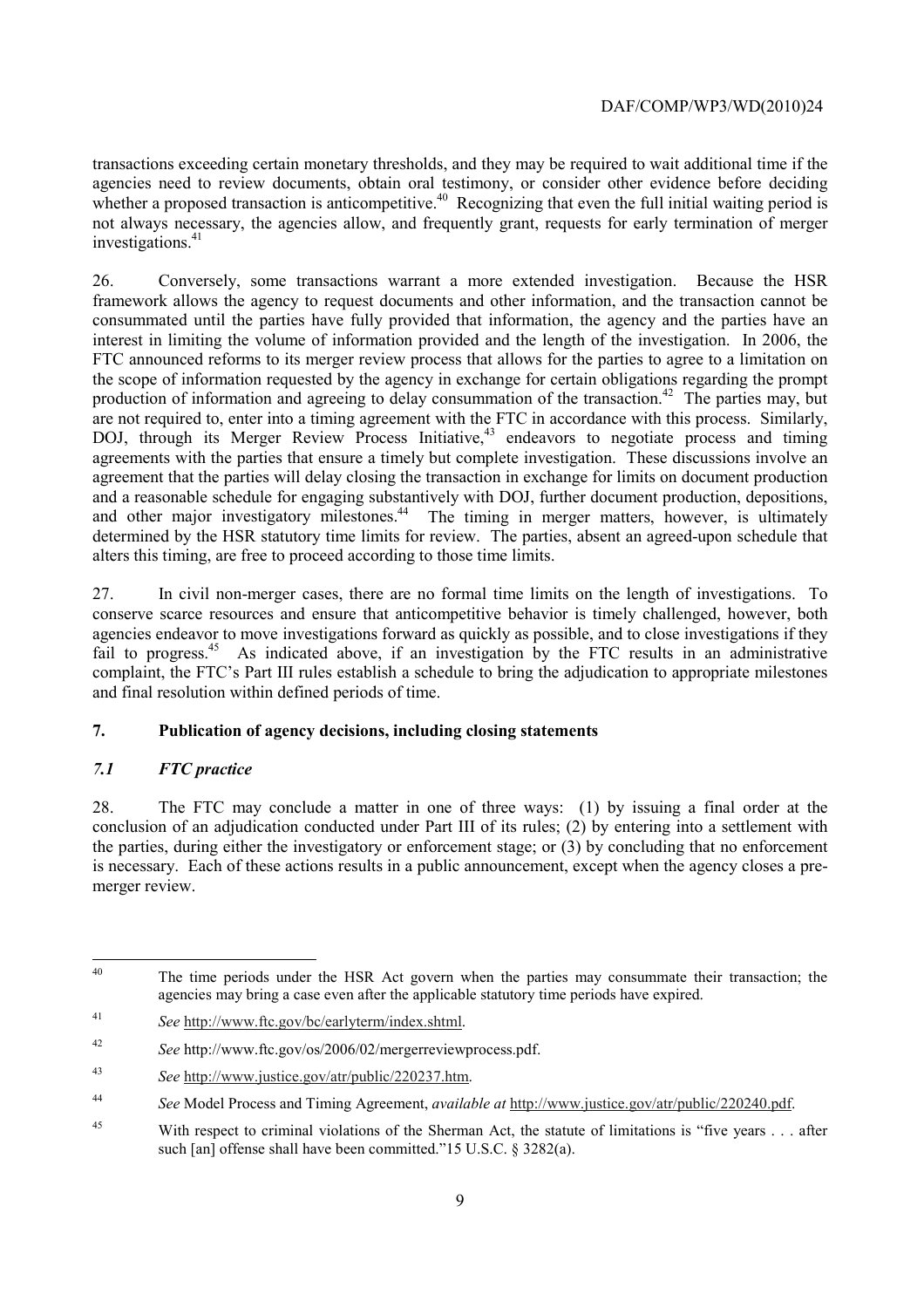transactions exceeding certain monetary thresholds, and they may be required to wait additional time if the agencies need to review documents, obtain oral testimony, or consider other evidence before deciding whether a proposed transaction is anticompetitive.[40] Recognizing that even the full initial waiting period is not always necessary, the agencies allow, and frequently grant, requests for early termination of merger investigations.[41]

26. Conversely, some transactions warrant a more extended investigation. Because the HSR framework allows the agency to request documents and other information, and the transaction cannot be consummated until the parties have fully provided that information, the agency and the parties have an interest in limiting the volume of information provided and the length of the investigation. In 2006, the FTC announced reforms to its merger review process that allows for the parties to agree to a limitation on the scope of information requested by the agency in exchange for certain obligations regarding the prompt production of information and agreeing to delay consummation of the transaction.[42] The parties may, but are not required to, enter into a timing agreement with the FTC in accordance with this process. Similarly, DOJ, through its Merger Review Process Initiative,[43] endeavors to negotiate process and timing agreements with the parties that ensure a timely but complete investigation. These discussions involve an agreement that the parties will delay closing the transaction in exchange for limits on document production and a reasonable schedule for engaging substantively with DOJ, further document production, depositions, and other major investigatory milestones.[44] The timing in merger matters, however, is ultimately determined by the HSR statutory time limits for review. The parties, absent an agreed-upon schedule that alters this timing, are free to proceed according to those time limits.

27. In civil non-merger cases, there are no formal time limits on the length of investigations. To conserve scarce resources and ensure that anticompetitive behavior is timely challenged, however, both agencies endeavor to move investigations forward as quickly as possible, and to close investigations if they fail to progress.[45] As indicated above, if an investigation by the FTC results in an administrative complaint, the FTC's Part III rules establish a schedule to bring the adjudication to appropriate milestones and final resolution within defined periods of time.

## 7. Publication of agency decisions, including closing statements

### *7.1 FTC practice*

28. The FTC may conclude a matter in one of three ways: (1) by issuing a final order at the conclusion of an adjudication conducted under Part III of its rules; (2) by entering into a settlement with the parties, during either the investigatory or enforcement stage; or (3) by concluding that no enforcement is necessary. Each of these actions results in a public announcement, except when the agency closes a pre-merger review.

---

[40] The time periods under the HSR Act govern when the parties may consummate their transaction; the agencies may bring a case even after the applicable statutory time periods have expired.

[41] *See* http://www.ftc.gov/bc/earlyterm/index.shtml.

[42] *See* http://www.ftc.gov/os/2006/02/mergerreviewprocess.pdf.

[43] *See* http://www.justice.gov/atr/public/220237.htm.

[44] *See* Model Process and Timing Agreement, *available at* http://www.justice.gov/atr/public/220240.pdf.

[45] With respect to criminal violations of the Sherman Act, the statute of limitations is "five years . . . after such [an] offense shall have been committed."15 U.S.C. § 3282(a).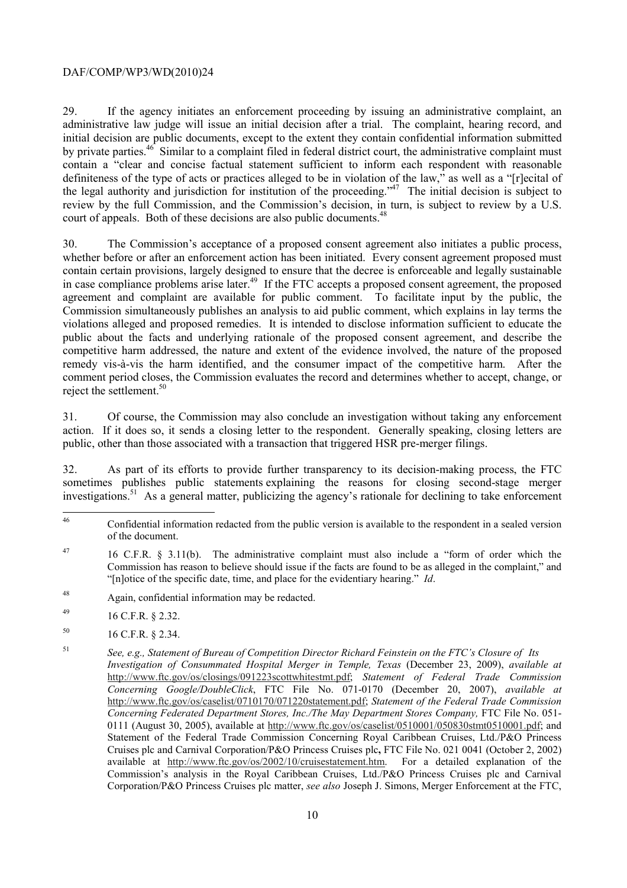29. If the agency initiates an enforcement proceeding by issuing an administrative complaint, an administrative law judge will issue an initial decision after a trial. The complaint, hearing record, and initial decision are public documents, except to the extent they contain confidential information submitted by private parties.[46] Similar to a complaint filed in federal district court, the administrative complaint must contain a "clear and concise factual statement sufficient to inform each respondent with reasonable definiteness of the type of acts or practices alleged to be in violation of the law," as well as a "[r]ecital of the legal authority and jurisdiction for institution of the proceeding."[47] The initial decision is subject to review by the full Commission, and the Commission's decision, in turn, is subject to review by a U.S. court of appeals. Both of these decisions are also public documents.[48]

30. The Commission's acceptance of a proposed consent agreement also initiates a public process, whether before or after an enforcement action has been initiated. Every consent agreement proposed must contain certain provisions, largely designed to ensure that the decree is enforceable and legally sustainable in case compliance problems arise later.[49] If the FTC accepts a proposed consent agreement, the proposed agreement and complaint are available for public comment. To facilitate input by the public, the Commission simultaneously publishes an analysis to aid public comment, which explains in lay terms the violations alleged and proposed remedies. It is intended to disclose information sufficient to educate the public about the facts and underlying rationale of the proposed consent agreement, and describe the competitive harm addressed, the nature and extent of the evidence involved, the nature of the proposed remedy vis-à-vis the harm identified, and the consumer impact of the competitive harm. After the comment period closes, the Commission evaluates the record and determines whether to accept, change, or reject the settlement.[50]

31. Of course, the Commission may also conclude an investigation without taking any enforcement action. If it does so, it sends a closing letter to the respondent. Generally speaking, closing letters are public, other than those associated with a transaction that triggered HSR pre-merger filings.

32. As part of its efforts to provide further transparency to its decision-making process, the FTC sometimes publishes public statements explaining the reasons for closing second-stage merger investigations.[51] As a general matter, publicizing the agency's rationale for declining to take enforcement

---

[46] Confidential information redacted from the public version is available to the respondent in a sealed version of the document.

[47] 16 C.F.R. § 3.11(b). The administrative complaint must also include a "form of order which the Commission has reason to believe should issue if the facts are found to be as alleged in the complaint," and "[n]otice of the specific date, time, and place for the evidentiary hearing." *Id*.

[48] Again, confidential information may be redacted.

[49] 16 C.F.R. § 2.32.

[50] 16 C.F.R. § 2.34.

[51] *See, e.g., Statement of Bureau of Competition Director Richard Feinstein on the FTC's Closure of Its Investigation of Consummated Hospital Merger in Temple, Texas* (December 23, 2009), *available at* http://www.ftc.gov/os/closings/091223scottwhitestmt.pdf; *Statement of Federal Trade Commission Concerning Google/DoubleClick*, FTC File No. 071-0170 (December 20, 2007), *available at* http://www.ftc.gov/os/caselist/0710170/071220statement.pdf; *Statement of the Federal Trade Commission Concerning Federated Department Stores, Inc./The May Department Stores Company,* FTC File No. 051-0111 (August 30, 2005), available at http://www.ftc.gov/os/caselist/0510001/050830stmt0510001.pdf; and Statement of the Federal Trade Commission Concerning Royal Caribbean Cruises, Ltd./P&O Princess Cruises plc and Carnival Corporation/P&O Princess Cruises plc**,** FTC File No. 021 0041 (October 2, 2002) available at http://www.ftc.gov/os/2002/10/cruisestatement.htm. For a detailed explanation of the Commission's analysis in the Royal Caribbean Cruises, Ltd./P&O Princess Cruises plc and Carnival Corporation/P&O Princess Cruises plc matter, *see also* Joseph J. Simons, Merger Enforcement at the FTC,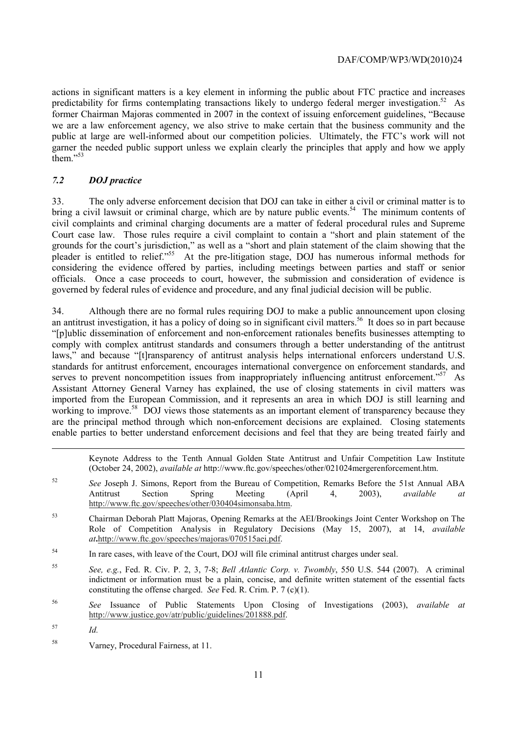actions in significant matters is a key element in informing the public about FTC practice and increases predictability for firms contemplating transactions likely to undergo federal merger investigation.[52] As former Chairman Majoras commented in 2007 in the context of issuing enforcement guidelines, "Because we are a law enforcement agency, we also strive to make certain that the business community and the public at large are well-informed about our competition policies. Ultimately, the FTC's work will not garner the needed public support unless we explain clearly the principles that apply and how we apply them."[53]

### *7.2 DOJ practice*

33. The only adverse enforcement decision that DOJ can take in either a civil or criminal matter is to bring a civil lawsuit or criminal charge, which are by nature public events.[54] The minimum contents of civil complaints and criminal charging documents are a matter of federal procedural rules and Supreme Court case law. Those rules require a civil complaint to contain a "short and plain statement of the grounds for the court's jurisdiction," as well as a "short and plain statement of the claim showing that the pleader is entitled to relief."[55] At the pre-litigation stage, DOJ has numerous informal methods for considering the evidence offered by parties, including meetings between parties and staff or senior officials. Once a case proceeds to court, however, the submission and consideration of evidence is governed by federal rules of evidence and procedure, and any final judicial decision will be public.

34. Although there are no formal rules requiring DOJ to make a public announcement upon closing an antitrust investigation, it has a policy of doing so in significant civil matters.[56] It does so in part because "[p]ublic dissemination of enforcement and non-enforcement rationales benefits businesses attempting to comply with complex antitrust standards and consumers through a better understanding of the antitrust laws," and because "[t]ransparency of antitrust analysis helps international enforcers understand U.S. standards for antitrust enforcement, encourages international convergence on enforcement standards, and serves to prevent noncompetition issues from inappropriately influencing antitrust enforcement."[57] As Assistant Attorney General Varney has explained, the use of closing statements in civil matters was imported from the European Commission, and it represents an area in which DOJ is still learning and working to improve.[58] DOJ views those statements as an important element of transparency because they are the principal method through which non-enforcement decisions are explained. Closing statements enable parties to better understand enforcement decisions and feel that they are being treated fairly and

---

Keynote Address to the Tenth Annual Golden State Antitrust and Unfair Competition Law Institute (October 24, 2002), *available at* http://www.ftc.gov/speeches/other/021024mergerenforcement.htm.

[52] *See* Joseph J. Simons, Report from the Bureau of Competition, Remarks Before the 51st Annual ABA Antitrust Section Spring Meeting (April 4, 2003), *available at* http://www.ftc.gov/speeches/other/030404simonsaba.htm.

[53] Chairman Deborah Platt Majoras, Opening Remarks at the AEI/Brookings Joint Center Workshop on The Role of Competition Analysis in Regulatory Decisions (May 15, 2007), at 14, *available at* http://www.ftc.gov/speeches/majoras/070515aei.pdf.

[54] In rare cases, with leave of the Court, DOJ will file criminal antitrust charges under seal.

[55] *See, e.g.*, Fed. R. Civ. P. 2, 3, 7-8; *Bell Atlantic Corp. v. Twombly*, 550 U.S. 544 (2007). A criminal indictment or information must be a plain, concise, and definite written statement of the essential facts constituting the offense charged. *See* Fed. R. Crim. P. 7 (c)(1).

[56] *See* Issuance of Public Statements Upon Closing of Investigations (2003), *available at* http://www.justice.gov/atr/public/guidelines/201888.pdf.

[57] *Id.*

[58] Varney, Procedural Fairness, at 11.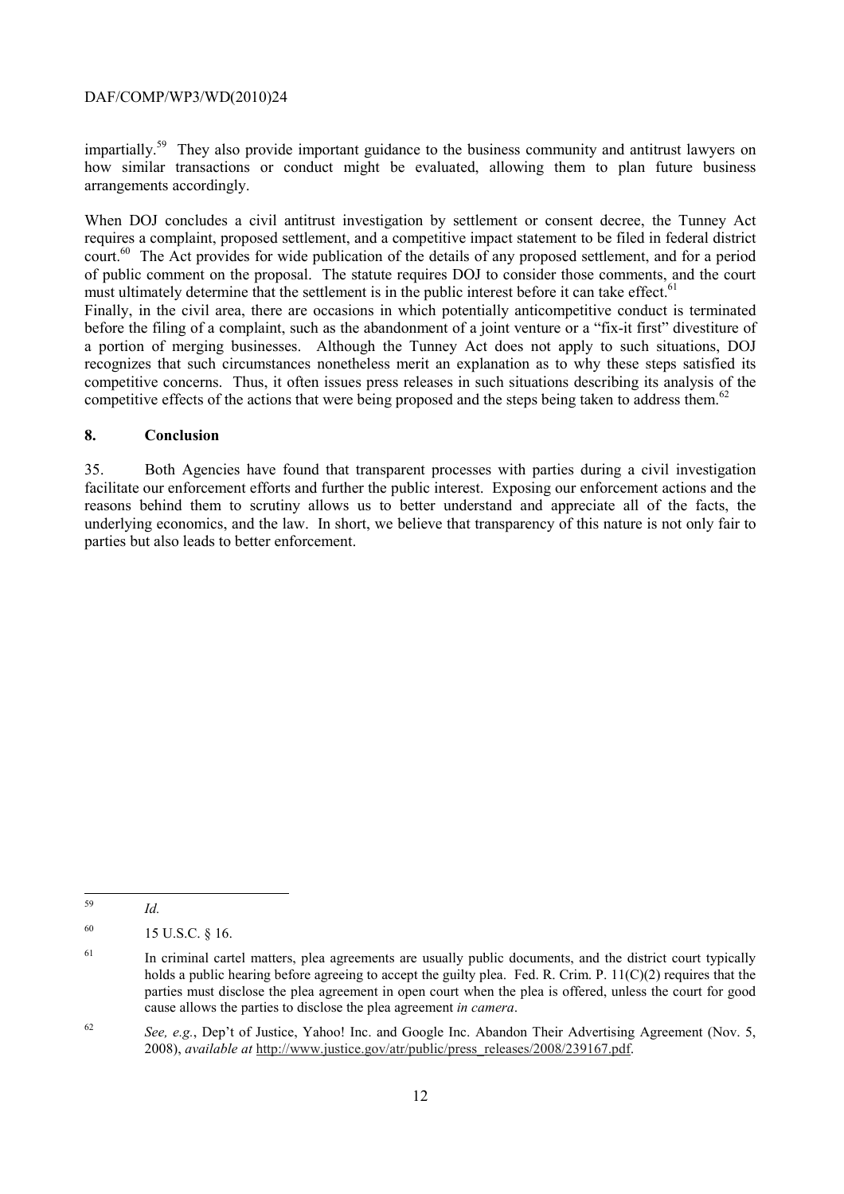impartially.[59] They also provide important guidance to the business community and antitrust lawyers on how similar transactions or conduct might be evaluated, allowing them to plan future business arrangements accordingly.

When DOJ concludes a civil antitrust investigation by settlement or consent decree, the Tunney Act requires a complaint, proposed settlement, and a competitive impact statement to be filed in federal district court.[60] The Act provides for wide publication of the details of any proposed settlement, and for a period of public comment on the proposal. The statute requires DOJ to consider those comments, and the court must ultimately determine that the settlement is in the public interest before it can take effect.[61]

Finally, in the civil area, there are occasions in which potentially anticompetitive conduct is terminated before the filing of a complaint, such as the abandonment of a joint venture or a "fix-it first" divestiture of a portion of merging businesses. Although the Tunney Act does not apply to such situations, DOJ recognizes that such circumstances nonetheless merit an explanation as to why these steps satisfied its competitive concerns. Thus, it often issues press releases in such situations describing its analysis of the competitive effects of the actions that were being proposed and the steps being taken to address them.[62]

## 8. Conclusion

35. Both Agencies have found that transparent processes with parties during a civil investigation facilitate our enforcement efforts and further the public interest. Exposing our enforcement actions and the reasons behind them to scrutiny allows us to better understand and appreciate all of the facts, the underlying economics, and the law. In short, we believe that transparency of this nature is not only fair to parties but also leads to better enforcement.

---

[59] *Id.*

[60] 15 U.S.C. § 16.

[61] In criminal cartel matters, plea agreements are usually public documents, and the district court typically holds a public hearing before agreeing to accept the guilty plea. Fed. R. Crim. P. 11(C)(2) requires that the parties must disclose the plea agreement in open court when the plea is offered, unless the court for good cause allows the parties to disclose the plea agreement *in camera*.

[62] *See, e.g.*, Dep't of Justice, Yahoo! Inc. and Google Inc. Abandon Their Advertising Agreement (Nov. 5, 2008), *available at* http://www.justice.gov/atr/public/press_releases/2008/239167.pdf.